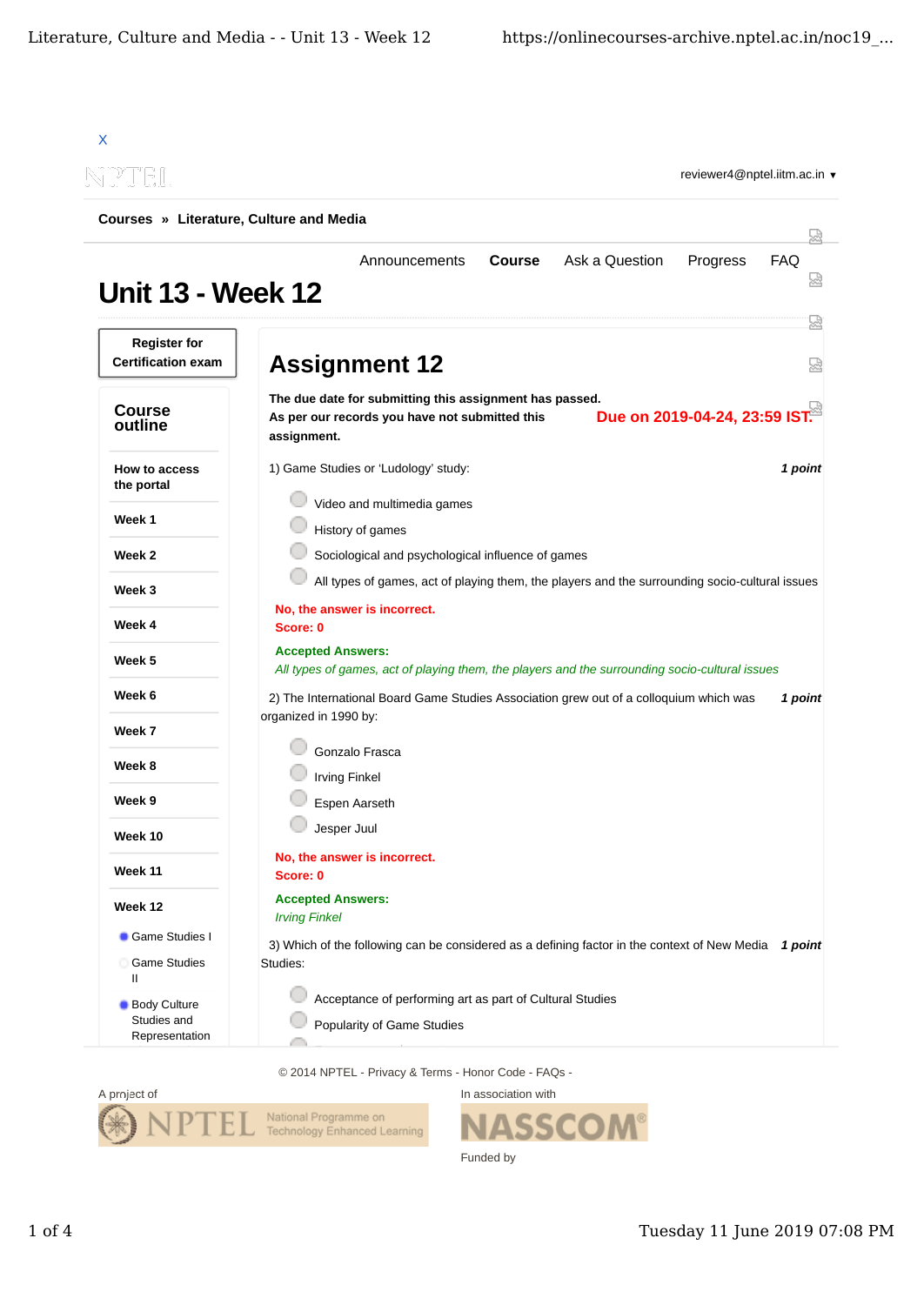X

reviewer4@nptel.iitm.ac.in ▾

**Courses » Literature, Culture and Media**

Announcements | **Course** | Ask a Question | Progress | FAQ

# Unit 13 - Week 12

**Register for Certification exam**

## Course outline

- **How to access the portal**
- **Week 1**
- **Week 2**
- **Week 3**
- **Week 4**
- **Week 5**
- **Week 6**
- **Week 7**
- **Week 8**
- **Week 9**
- **Week 10**
- **Week 11**
- **Week 12**
  - Game Studies I
  - Game Studies II
  - Body Culture Studies and Representation

## Assignment 12

**The due date for submitting this assignment has passed.**
**As per our records you have not submitted this assignment.**

**Due on 2019-04-24, 23:59 IST.**

1) Game Studies or 'Ludology' study: ***1 point***

- Video and multimedia games
- History of games
- Sociological and psychological influence of games
- All types of games, act of playing them, the players and the surrounding socio-cultural issues

**No, the answer is incorrect.**
**Score: 0**

**Accepted Answers:**
*All types of games, act of playing them, the players and the surrounding socio-cultural issues*

2) The International Board Game Studies Association grew out of a colloquium which was organized in 1990 by: ***1 point***

- Gonzalo Frasca
- Irving Finkel
- Espen Aarseth
- Jesper Juul

**No, the answer is incorrect.**
**Score: 0**

**Accepted Answers:**
*Irving Finkel*

3) Which of the following can be considered as a defining factor in the context of New Media Studies: ***1 point***

- Acceptance of performing art as part of Cultural Studies
- Popularity of Game Studies

© 2014 NPTEL - Privacy & Terms - Honor Code - FAQs -

A project of NPTEL National Programme on Technology Enhanced Learning

In association with NASSCOM

Funded by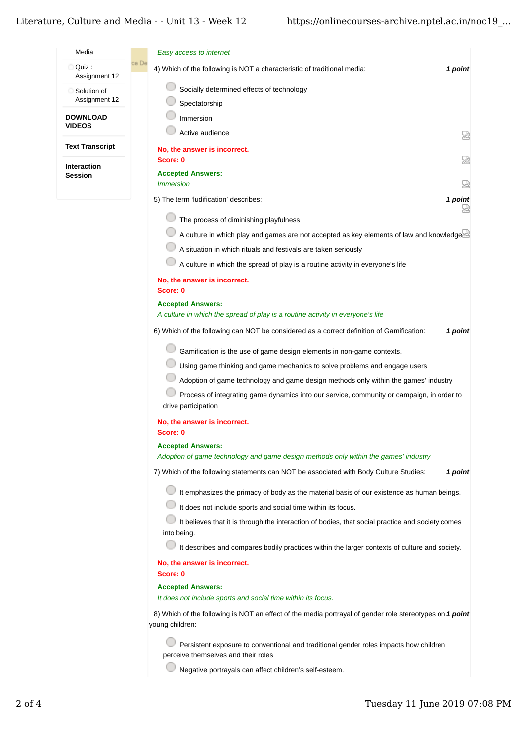Media

Quiz : Assignment 12

Solution of Assignment 12

**DOWNLOAD VIDEOS**

**Text Transcript**

**Interaction Session**

*Easy access to internet*

4) Which of the following is NOT a characteristic of traditional media: ***1 point***

- Socially determined effects of technology
- Spectatorship
- Immersion
- Active audience

**No, the answer is incorrect.**
**Score: 0**

**Accepted Answers:**
*Immersion*

5) The term 'ludification' describes: ***1 point***

- The process of diminishing playfulness
- A culture in which play and games are not accepted as key elements of law and knowledge
- A situation in which rituals and festivals are taken seriously
- A culture in which the spread of play is a routine activity in everyone's life

**No, the answer is incorrect.**
**Score: 0**

**Accepted Answers:**
*A culture in which the spread of play is a routine activity in everyone's life*

6) Which of the following can NOT be considered as a correct definition of Gamification: ***1 point***

- Gamification is the use of game design elements in non-game contexts.
- Using game thinking and game mechanics to solve problems and engage users
- Adoption of game technology and game design methods only within the games' industry
- Process of integrating game dynamics into our service, community or campaign, in order to drive participation

**No, the answer is incorrect.**
**Score: 0**

**Accepted Answers:**
*Adoption of game technology and game design methods only within the games' industry*

7) Which of the following statements can NOT be associated with Body Culture Studies: ***1 point***

- It emphasizes the primacy of body as the material basis of our existence as human beings.
- It does not include sports and social time within its focus.
- It believes that it is through the interaction of bodies, that social practice and society comes into being.
- It describes and compares bodily practices within the larger contexts of culture and society.

**No, the answer is incorrect.**
**Score: 0**

**Accepted Answers:**
*It does not include sports and social time within its focus.*

8) Which of the following is NOT an effect of the media portrayal of gender role stereotypes on young children: ***1 point***

- Persistent exposure to conventional and traditional gender roles impacts how children perceive themselves and their roles
- Negative portrayals can affect children's self-esteem.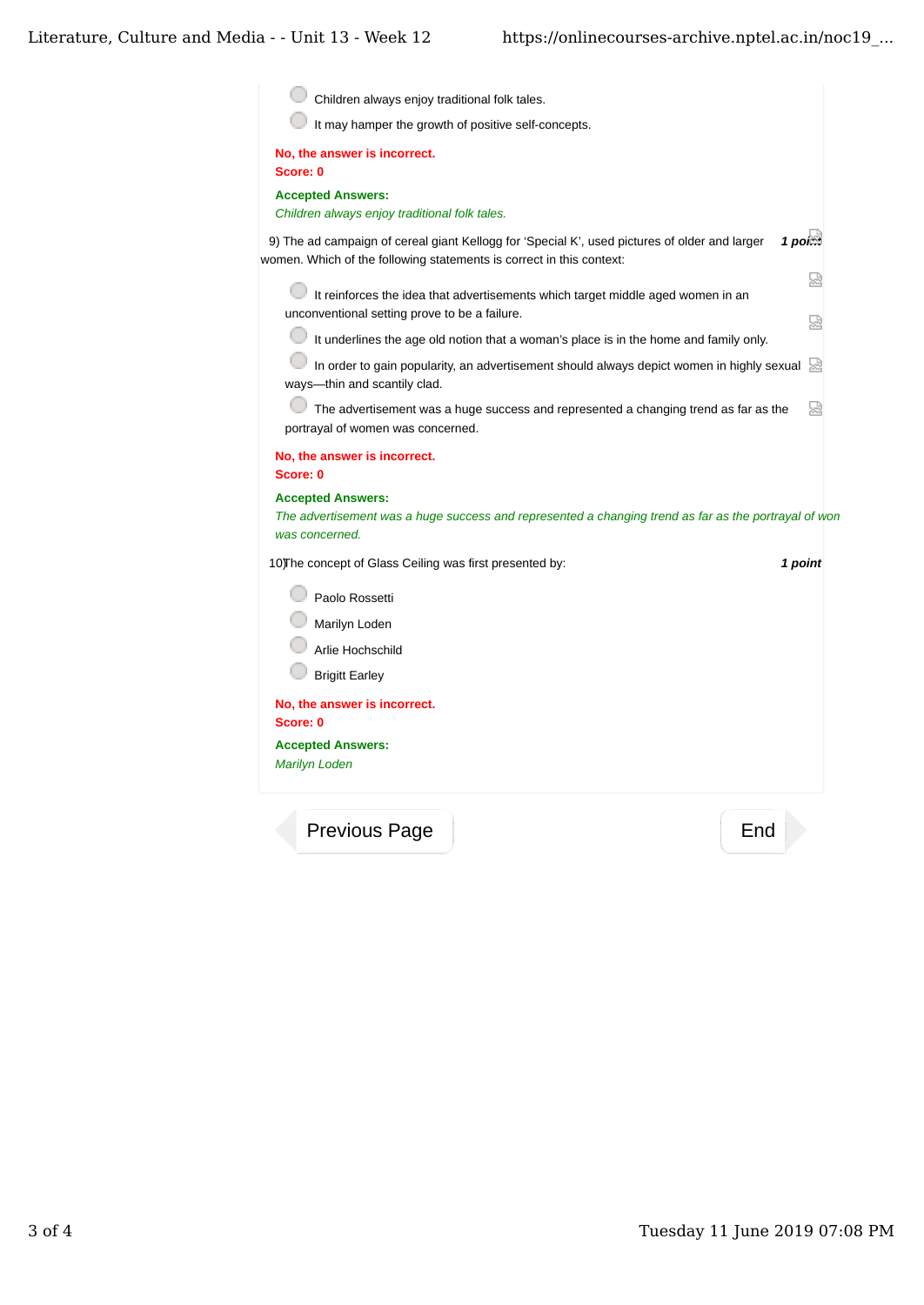- Children always enjoy traditional folk tales.
- It may hamper the growth of positive self-concepts.

**No, the answer is incorrect.**
**Score: 0**

**Accepted Answers:**
*Children always enjoy traditional folk tales.*

9) The ad campaign of cereal giant Kellogg for 'Special K', used pictures of older and larger women. Which of the following statements is correct in this context: ***1 point***

- It reinforces the idea that advertisements which target middle aged women in an unconventional setting prove to be a failure.
- It underlines the age old notion that a woman's place is in the home and family only.
- In order to gain popularity, an advertisement should always depict women in highly sexual ways—thin and scantily clad.
- The advertisement was a huge success and represented a changing trend as far as the portrayal of women was concerned.

**No, the answer is incorrect.**
**Score: 0**

**Accepted Answers:**
*The advertisement was a huge success and represented a changing trend as far as the portrayal of won was concerned.*

10) The concept of Glass Ceiling was first presented by: ***1 point***

- Paolo Rossetti
- Marilyn Loden
- Arlie Hochschild
- Brigitt Earley

**No, the answer is incorrect.**
**Score: 0**

**Accepted Answers:**
*Marilyn Loden*

Previous Page | End